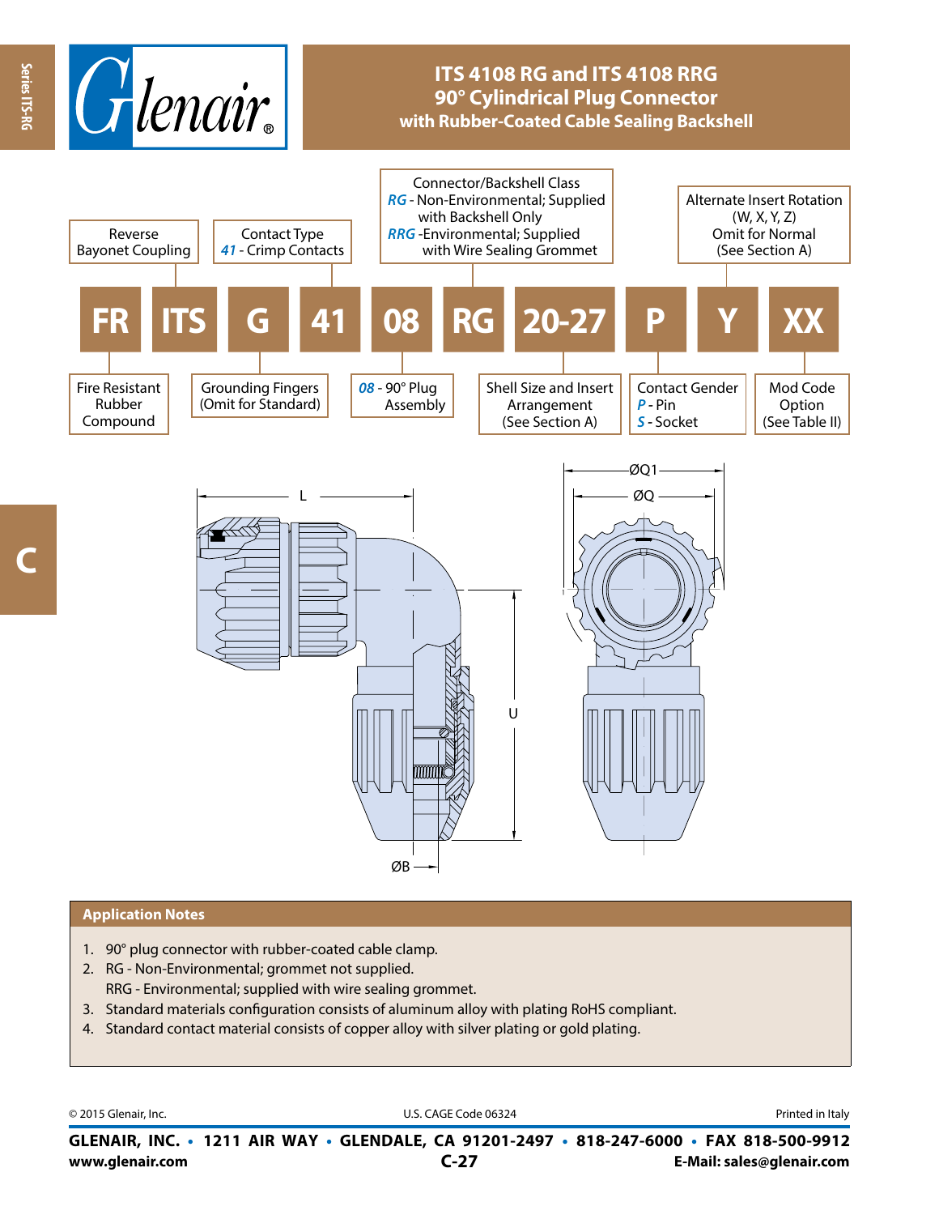# ITS 4108 RG and ITS 4108 RRG
## 90° Cylindrical Plug Connector
### with Rubber-Coated Cable Sealing Backshell

| FR | ITS | G | 41 | 08 | RG | 20-27 | P | Y | XX |
|---|---|---|---|---|---|---|---|---|---|

- **FR** – Fire Resistant Rubber Compound
- **ITS** – Reverse Bayonet Coupling
- **G** – Grounding Fingers (Omit for Standard)
- **41** – Contact Type: *41* - Crimp Contacts
- **08** – *08* - 90° Plug Assembly
- **RG** – Connector/Backshell Class:
  - *RG* - Non-Environmental; Supplied with Backshell Only
  - *RRG* -Environmental; Supplied with Wire Sealing Grommet
- **20-27** – Shell Size and Insert Arrangement (See Section A)
- **P** – Contact Gender: *P* - Pin, *S* - Socket
- **Y** – Alternate Insert Rotation (W, X, Y, Z) Omit for Normal (See Section A)
- **XX** – Mod Code Option (See Table II)

L, ØQ1, ØQ, U, ØB

## Application Notes

1. 90° plug connector with rubber-coated cable clamp.
2. RG - Non-Environmental; grommet not supplied.
   RRG - Environmental; supplied with wire sealing grommet.
3. Standard materials configuration consists of aluminum alloy with plating RoHS compliant.
4. Standard contact material consists of copper alloy with silver plating or gold plating.

© 2015 Glenair, Inc. U.S. CAGE Code 06324 Printed in Italy

**GLENAIR, INC. • 1211 AIR WAY • GLENDALE, CA 91201-2497 • 818-247-6000 • FAX 818-500-9912**
**www.glenair.com** **C-27** **E-Mail: sales@glenair.com**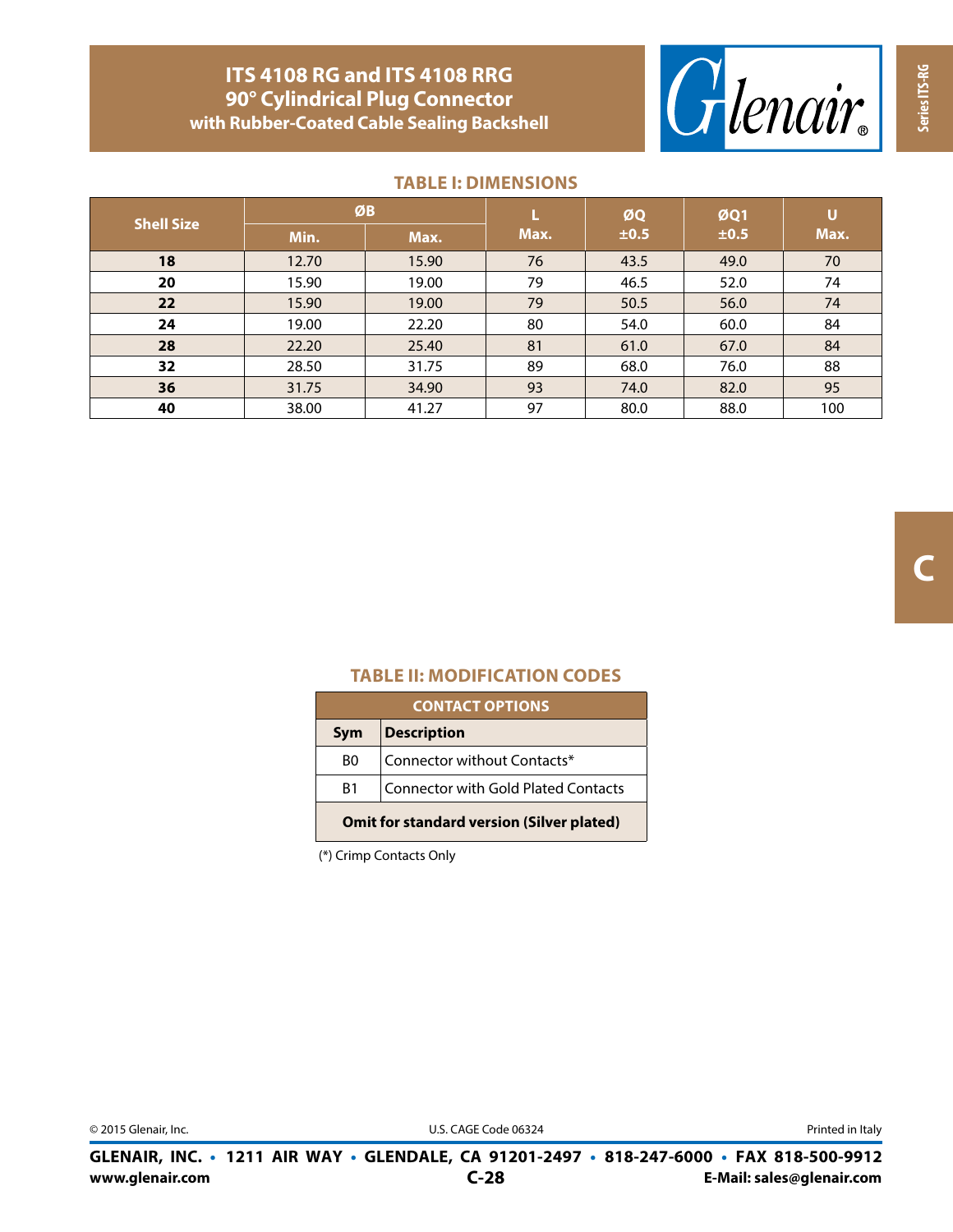# ITS 4108 RG and ITS 4108 RRG 90° Cylindrical Plug Connector with Rubber-Coated Cable Sealing Backshell

## TABLE I: DIMENSIONS

| Shell Size | ØB | | L Max. | ØQ ±0.5 | ØQ1 ±0.5 | U Max. |
|---|---|---|---|---|---|---|
| | Min. | Max. | | | | |
| **18** | 12.70 | 15.90 | 76 | 43.5 | 49.0 | 70 |
| **20** | 15.90 | 19.00 | 79 | 46.5 | 52.0 | 74 |
| **22** | 15.90 | 19.00 | 79 | 50.5 | 56.0 | 74 |
| **24** | 19.00 | 22.20 | 80 | 54.0 | 60.0 | 84 |
| **28** | 22.20 | 25.40 | 81 | 61.0 | 67.0 | 84 |
| **32** | 28.50 | 31.75 | 89 | 68.0 | 76.0 | 88 |
| **36** | 31.75 | 34.90 | 93 | 74.0 | 82.0 | 95 |
| **40** | 38.00 | 41.27 | 97 | 80.0 | 88.0 | 100 |

## TABLE II: MODIFICATION CODES

| CONTACT OPTIONS | |
|---|---|
| **Sym** | **Description** |
| B0 | Connector without Contacts* |
| B1 | Connector with Gold Plated Contacts |
| **Omit for standard version (Silver plated)** | |

(*) Crimp Contacts Only

© 2015 Glenair, Inc. U.S. CAGE Code 06324 Printed in Italy

**GLENAIR, INC. • 1211 AIR WAY • GLENDALE, CA 91201-2497 • 818-247-6000 • FAX 818-500-9912**
**www.glenair.com** **E-Mail: sales@glenair.com**